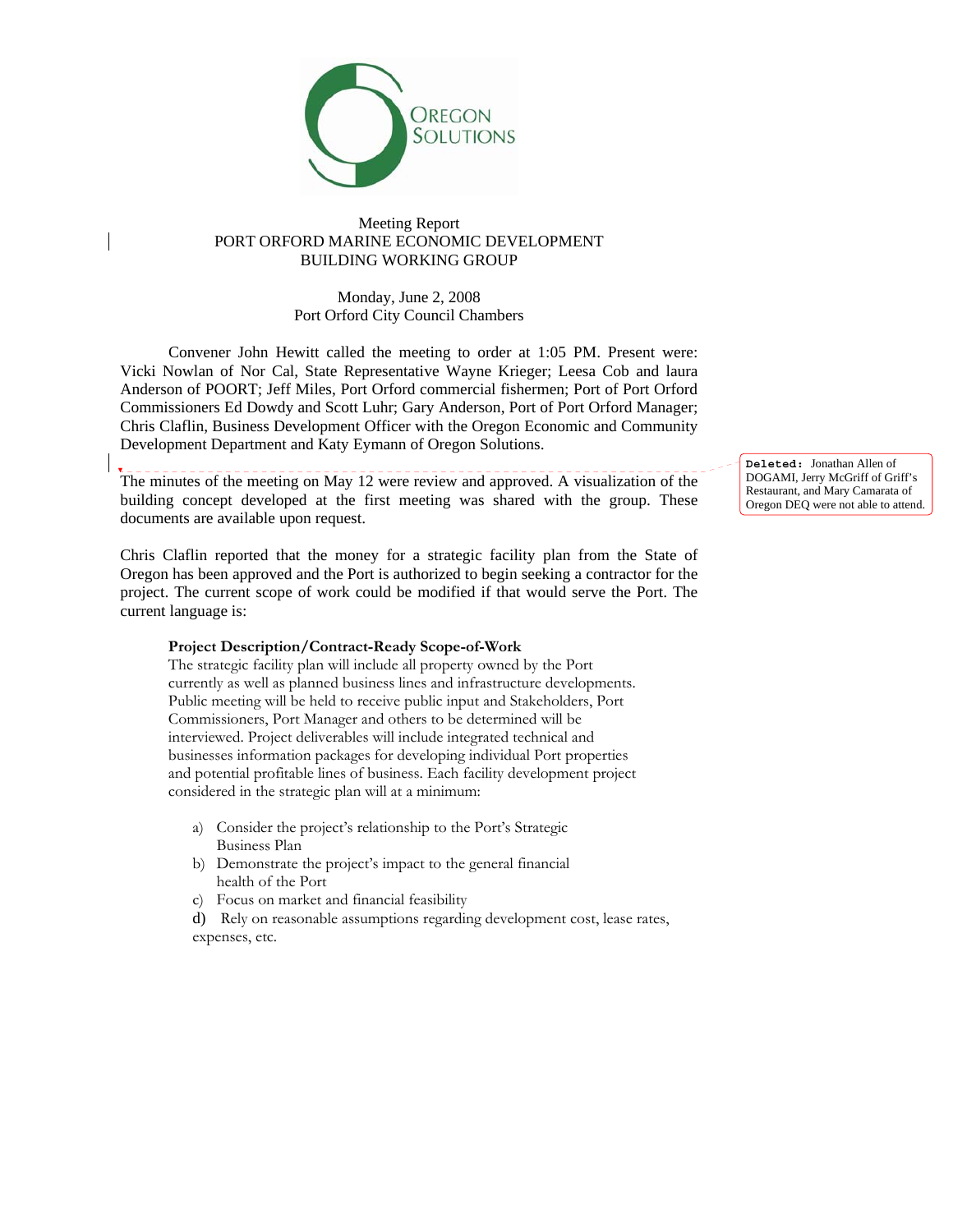Meeting Report
PORT ORFORD MARINE ECONOMIC DEVELOPMENT
BUILDING WORKING GROUP

Monday, June 2, 2008
Port Orford City Council Chambers

Convener John Hewitt called the meeting to order at 1:05 PM. Present were: Vicki Nowlan of Nor Cal, State Representative Wayne Krieger; Leesa Cob and laura Anderson of POORT; Jeff Miles, Port Orford commercial fishermen; Port of Port Orford Commissioners Ed Dowdy and Scott Luhr; Gary Anderson, Port of Port Orford Manager; Chris Claflin, Business Development Officer with the Oregon Economic and Community Development Department and Katy Eymann of Oregon Solutions.

Deleted: Jonathan Allen of DOGAMI, Jerry McGriff of Griff's Restaurant, and Mary Camarata of Oregon DEQ were not able to attend.

The minutes of the meeting on May 12 were review and approved. A visualization of the building concept developed at the first meeting was shared with the group. These documents are available upon request.

Chris Claflin reported that the money for a strategic facility plan from the State of Oregon has been approved and the Port is authorized to begin seeking a contractor for the project. The current scope of work could be modified if that would serve the Port. The current language is:

**Project Description/Contract-Ready Scope-of-Work**
The strategic facility plan will include all property owned by the Port currently as well as planned business lines and infrastructure developments. Public meeting will be held to receive public input and Stakeholders, Port Commissioners, Port Manager and others to be determined will be interviewed. Project deliverables will include integrated technical and businesses information packages for developing individual Port properties and potential profitable lines of business. Each facility development project considered in the strategic plan will at a minimum:

a) Consider the project's relationship to the Port's Strategic Business Plan
b) Demonstrate the project's impact to the general financial health of the Port
c) Focus on market and financial feasibility
d) Rely on reasonable assumptions regarding development cost, lease rates, expenses, etc.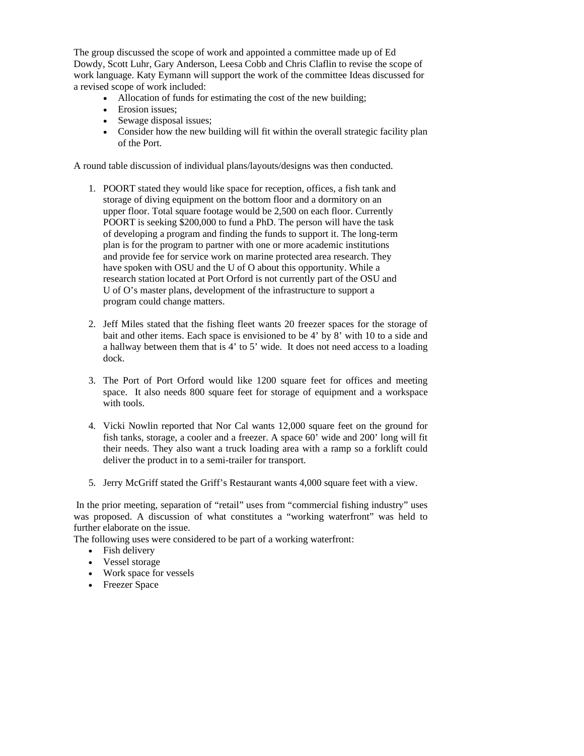The group discussed the scope of work and appointed a committee made up of Ed Dowdy, Scott Luhr, Gary Anderson, Leesa Cobb and Chris Claflin to revise the scope of work language. Katy Eymann will support the work of the committee Ideas discussed for a revised scope of work included:

- Allocation of funds for estimating the cost of the new building;
- Erosion issues;
- Sewage disposal issues;
- Consider how the new building will fit within the overall strategic facility plan of the Port.

A round table discussion of individual plans/layouts/designs was then conducted.

1. POORT stated they would like space for reception, offices, a fish tank and storage of diving equipment on the bottom floor and a dormitory on an upper floor. Total square footage would be 2,500 on each floor. Currently POORT is seeking $200,000 to fund a PhD. The person will have the task of developing a program and finding the funds to support it. The long-term plan is for the program to partner with one or more academic institutions and provide fee for service work on marine protected area research. They have spoken with OSU and the U of O about this opportunity. While a research station located at Port Orford is not currently part of the OSU and U of O's master plans, development of the infrastructure to support a program could change matters.

2. Jeff Miles stated that the fishing fleet wants 20 freezer spaces for the storage of bait and other items. Each space is envisioned to be 4' by 8' with 10 to a side and a hallway between them that is 4' to 5' wide. It does not need access to a loading dock.

3. The Port of Port Orford would like 1200 square feet for offices and meeting space. It also needs 800 square feet for storage of equipment and a workspace with tools.

4. Vicki Nowlin reported that Nor Cal wants 12,000 square feet on the ground for fish tanks, storage, a cooler and a freezer. A space 60' wide and 200' long will fit their needs. They also want a truck loading area with a ramp so a forklift could deliver the product in to a semi-trailer for transport.

5. Jerry McGriff stated the Griff's Restaurant wants 4,000 square feet with a view.

In the prior meeting, separation of "retail" uses from "commercial fishing industry" uses was proposed. A discussion of what constitutes a "working waterfront" was held to further elaborate on the issue.

The following uses were considered to be part of a working waterfront:

- Fish delivery
- Vessel storage
- Work space for vessels
- Freezer Space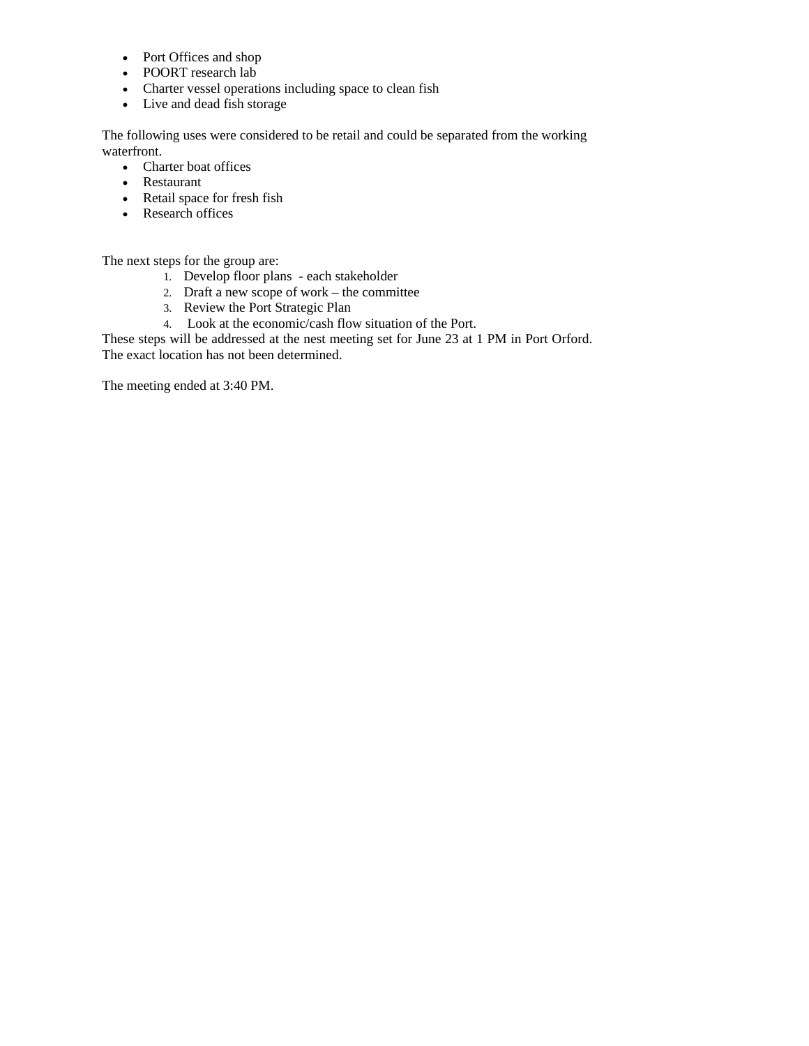- Port Offices and shop
- POORT research lab
- Charter vessel operations including space to clean fish
- Live and dead fish storage

The following uses were considered to be retail and could be separated from the working waterfront.

- Charter boat offices
- Restaurant
- Retail space for fresh fish
- Research offices

The next steps for the group are:

1. Develop floor plans - each stakeholder
2. Draft a new scope of work – the committee
3. Review the Port Strategic Plan
4. Look at the economic/cash flow situation of the Port.

These steps will be addressed at the nest meeting set for June 23 at 1 PM in Port Orford. The exact location has not been determined.

The meeting ended at 3:40 PM.